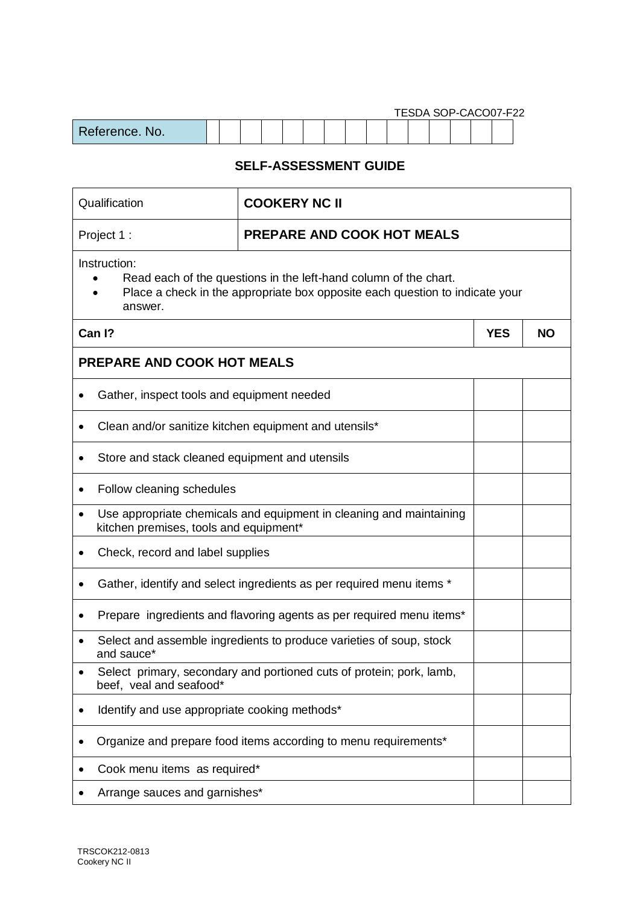TESDA SOP-CACO07-F22

| Reference. No. | | | | | | | | | | | | | | | |
|---|---|---|---|---|---|---|---|---|---|---|---|---|---|---|---|

## SELF-ASSESSMENT GUIDE

| Qualification | **COOKERY NC II** |
|---|---|
| Project 1 : | **PREPARE AND COOK HOT MEALS** |

Instruction:

- Read each of the questions in the left-hand column of the chart.
- Place a check in the appropriate box opposite each question to indicate your answer.

| **Can I?** | **YES** | **NO** |
|---|---|---|
| **PREPARE AND COOK HOT MEALS** | | |
| • Gather, inspect tools and equipment needed | | |
| • Clean and/or sanitize kitchen equipment and utensils* | | |
| • Store and stack cleaned equipment and utensils | | |
| • Follow cleaning schedules | | |
| • Use appropriate chemicals and equipment in cleaning and maintaining kitchen premises, tools and equipment* | | |
| • Check, record and label supplies | | |
| • Gather, identify and select ingredients as per required menu items * | | |
| • Prepare ingredients and flavoring agents as per required menu items* | | |
| • Select and assemble ingredients to produce varieties of soup, stock and sauce* | | |
| • Select primary, secondary and portioned cuts of protein; pork, lamb, beef, veal and seafood* | | |
| • Identify and use appropriate cooking methods* | | |
| • Organize and prepare food items according to menu requirements* | | |
| • Cook menu items as required* | | |
| • Arrange sauces and garnishes* | | |

TRSCOK212-0813
Cookery NC II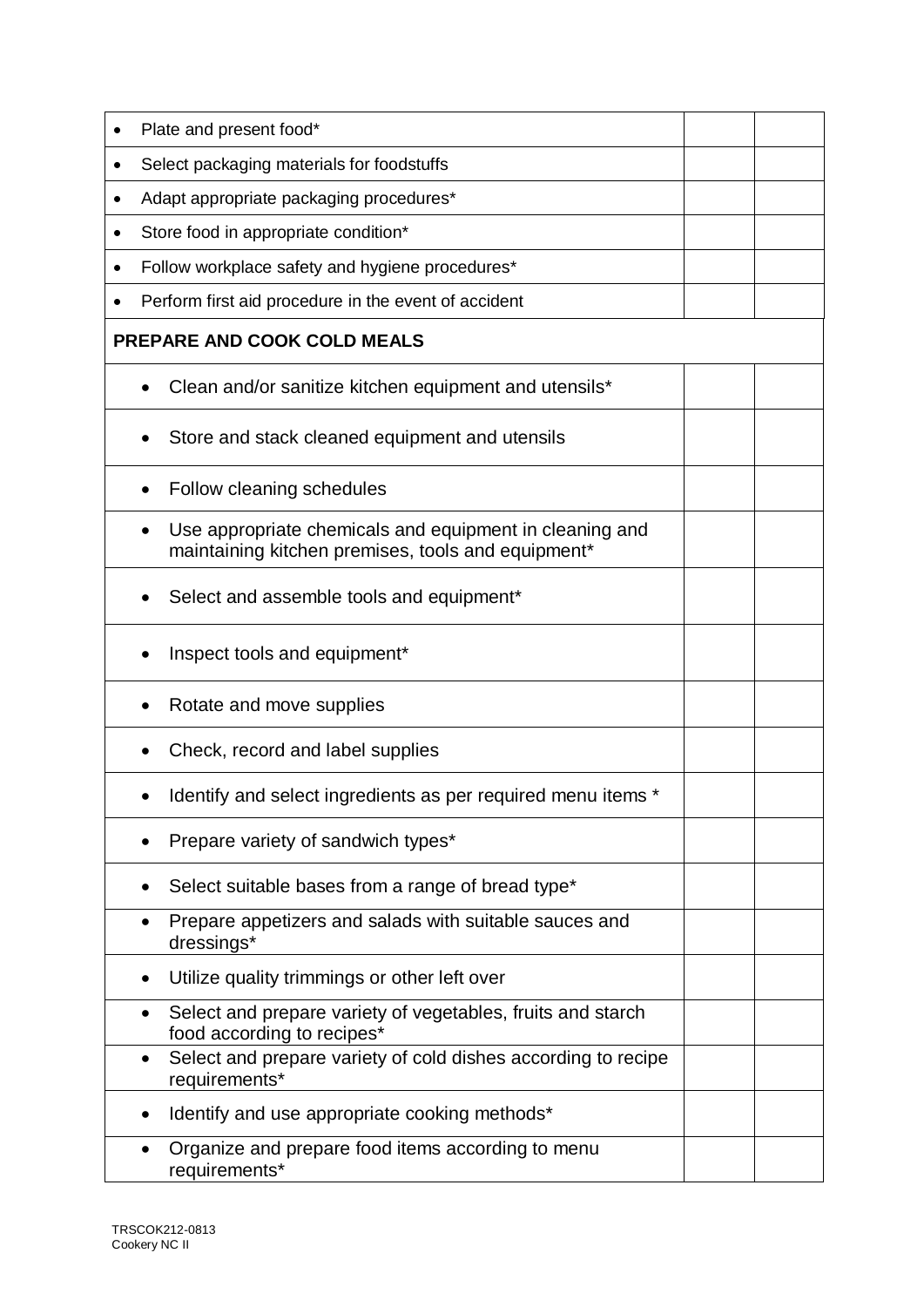| | | |
|---|---|---|
| • Plate and present food* | | |
| • Select packaging materials for foodstuffs | | |
| • Adapt appropriate packaging procedures* | | |
| • Store food in appropriate condition* | | |
| • Follow workplace safety and hygiene procedures* | | |
| • Perform first aid procedure in the event of accident | | |
| **PREPARE AND COOK COLD MEALS** | | |
| • Clean and/or sanitize kitchen equipment and utensils* | | |
| • Store and stack cleaned equipment and utensils | | |
| • Follow cleaning schedules | | |
| • Use appropriate chemicals and equipment in cleaning and maintaining kitchen premises, tools and equipment* | | |
| • Select and assemble tools and equipment* | | |
| • Inspect tools and equipment* | | |
| • Rotate and move supplies | | |
| • Check, record and label supplies | | |
| • Identify and select ingredients as per required menu items * | | |
| • Prepare variety of sandwich types* | | |
| • Select suitable bases from a range of bread type* | | |
| • Prepare appetizers and salads with suitable sauces and dressings* | | |
| • Utilize quality trimmings or other left over | | |
| • Select and prepare variety of vegetables, fruits and starch food according to recipes* | | |
| • Select and prepare variety of cold dishes according to recipe requirements* | | |
| • Identify and use appropriate cooking methods* | | |
| • Organize and prepare food items according to menu requirements* | | |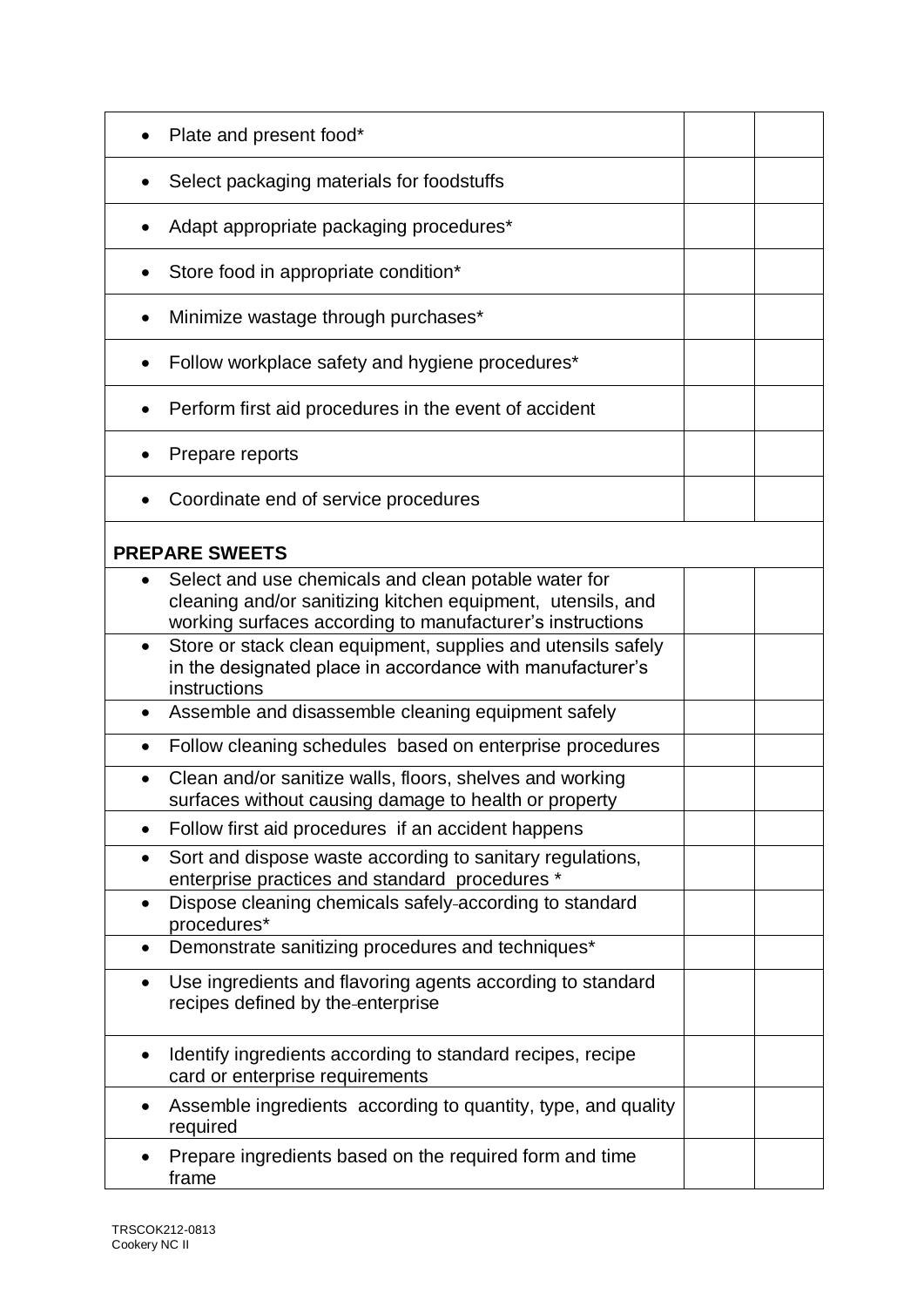| | | |
|---|---|---|
| • Plate and present food* | | |
| • Select packaging materials for foodstuffs | | |
| • Adapt appropriate packaging procedures* | | |
| • Store food in appropriate condition* | | |
| • Minimize wastage through purchases* | | |
| • Follow workplace safety and hygiene procedures* | | |
| • Perform first aid procedures in the event of accident | | |
| • Prepare reports | | |
| • Coordinate end of service procedures | | |
| **PREPARE SWEETS** | | |
| • Select and use chemicals and clean potable water for cleaning and/or sanitizing kitchen equipment, utensils, and working surfaces according to manufacturer's instructions | | |
| • Store or stack clean equipment, supplies and utensils safely in the designated place in accordance with manufacturer's instructions | | |
| • Assemble and disassemble cleaning equipment safely | | |
| • Follow cleaning schedules based on enterprise procedures | | |
| • Clean and/or sanitize walls, floors, shelves and working surfaces without causing damage to health or property | | |
| • Follow first aid procedures if an accident happens | | |
| • Sort and dispose waste according to sanitary regulations, enterprise practices and standard procedures * | | |
| • Dispose cleaning chemicals safely according to standard procedures* | | |
| • Demonstrate sanitizing procedures and techniques* | | |
| • Use ingredients and flavoring agents according to standard recipes defined by the enterprise | | |
| • Identify ingredients according to standard recipes, recipe card or enterprise requirements | | |
| • Assemble ingredients according to quantity, type, and quality required | | |
| • Prepare ingredients based on the required form and time frame | | |

TRSCOK212-0813
Cookery NC II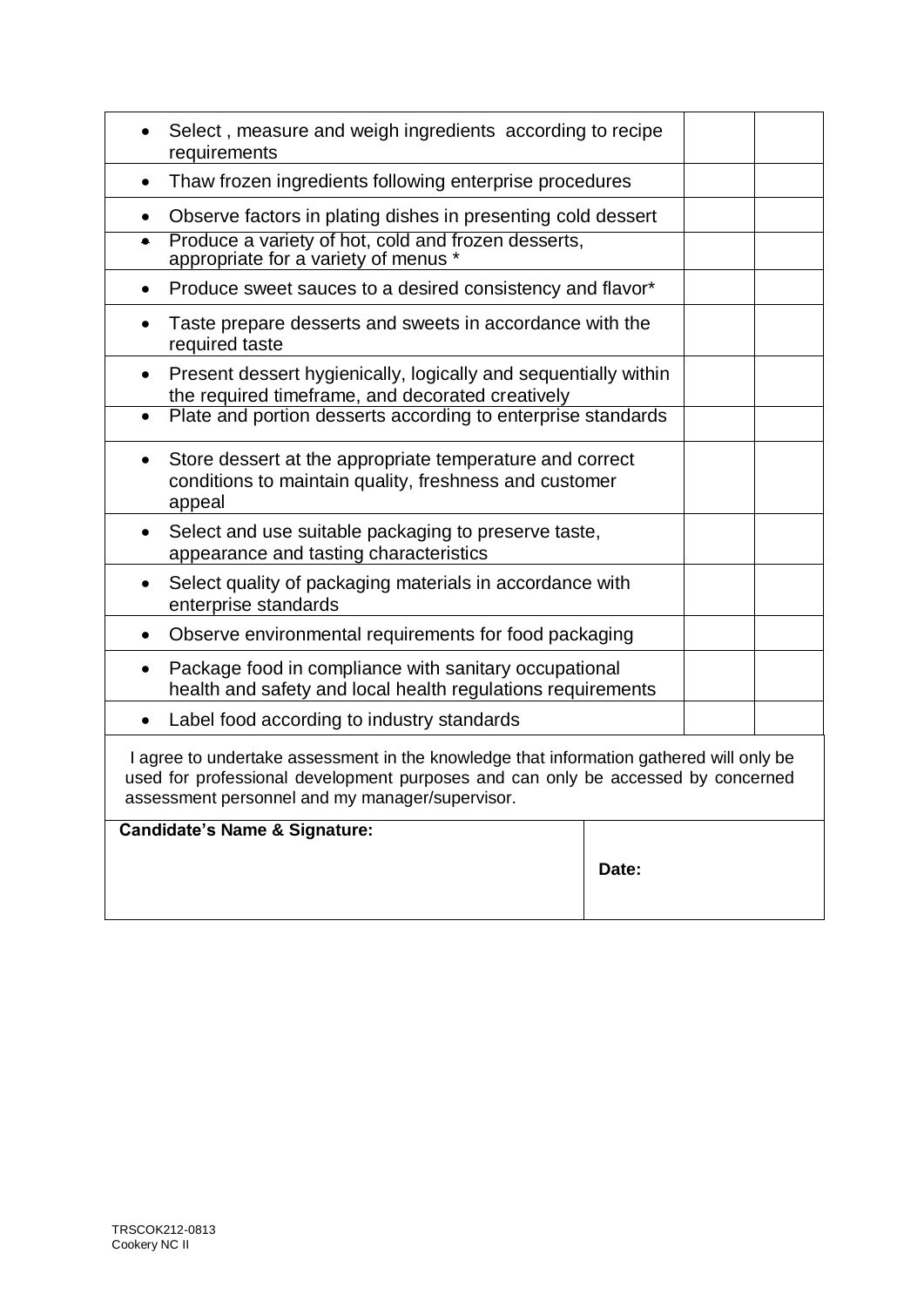| | | |
|---|---|---|
| • Select , measure and weigh ingredients according to recipe requirements | | |
| • Thaw frozen ingredients following enterprise procedures | | |
| • Observe factors in plating dishes in presenting cold dessert | | |
| • Produce a variety of hot, cold and frozen desserts, appropriate for a variety of menus * | | |
| • Produce sweet sauces to a desired consistency and flavor* | | |
| • Taste prepare desserts and sweets in accordance with the required taste | | |
| • Present dessert hygienically, logically and sequentially within the required timeframe, and decorated creatively | | |
| • Plate and portion desserts according to enterprise standards | | |
| • Store dessert at the appropriate temperature and correct conditions to maintain quality, freshness and customer appeal | | |
| • Select and use suitable packaging to preserve taste, appearance and tasting characteristics | | |
| • Select quality of packaging materials in accordance with enterprise standards | | |
| • Observe environmental requirements for food packaging | | |
| • Package food in compliance with sanitary occupational health and safety and local health regulations requirements | | |
| • Label food according to industry standards | | |

I agree to undertake assessment in the knowledge that information gathered will only be used for professional development purposes and can only be accessed by concerned assessment personnel and my manager/supervisor.

| | |
|---|---|
| **Candidate's Name & Signature:** | **Date:** |

TRSCOK212-0813
Cookery NC II